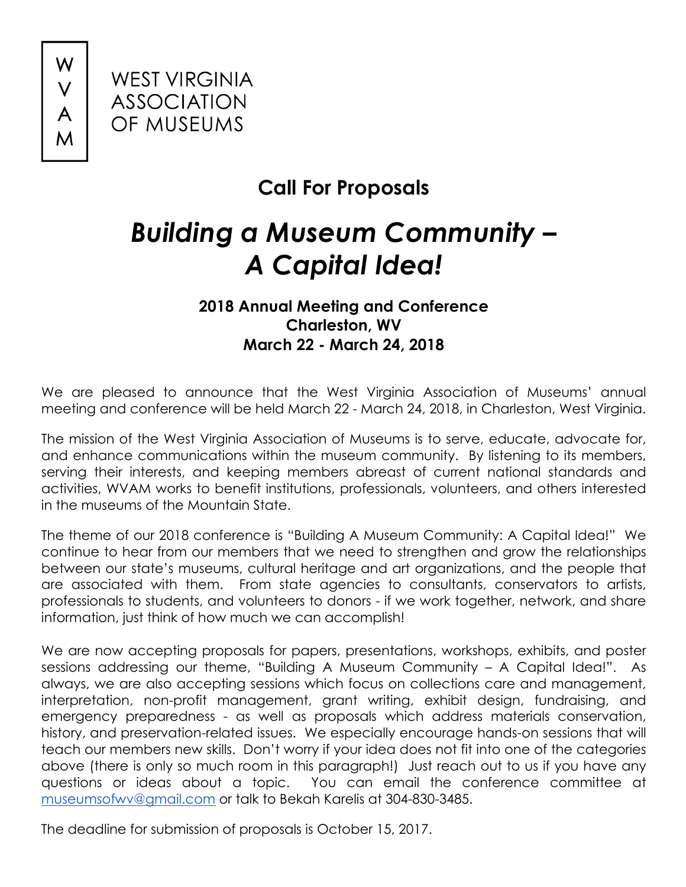W
V
A
M

WEST VIRGINIA
ASSOCIATION
OF MUSEUMS

## Call For Proposals

# *Building a Museum Community – A Capital Idea!*

### 2018 Annual Meeting and Conference
### Charleston, WV
### March 22 - March 24, 2018

We are pleased to announce that the West Virginia Association of Museums' annual meeting and conference will be held March 22 - March 24, 2018, in Charleston, West Virginia.

The mission of the West Virginia Association of Museums is to serve, educate, advocate for, and enhance communications within the museum community. By listening to its members, serving their interests, and keeping members abreast of current national standards and activities, WVAM works to benefit institutions, professionals, volunteers, and others interested in the museums of the Mountain State.

The theme of our 2018 conference is "Building A Museum Community: A Capital Idea!" We continue to hear from our members that we need to strengthen and grow the relationships between our state's museums, cultural heritage and art organizations, and the people that are associated with them. From state agencies to consultants, conservators to artists, professionals to students, and volunteers to donors - if we work together, network, and share information, just think of how much we can accomplish!

We are now accepting proposals for papers, presentations, workshops, exhibits, and poster sessions addressing our theme, "Building A Museum Community – A Capital Idea!". As always, we are also accepting sessions which focus on collections care and management, interpretation, non-profit management, grant writing, exhibit design, fundraising, and emergency preparedness - as well as proposals which address materials conservation, history, and preservation-related issues. We especially encourage hands-on sessions that will teach our members new skills. Don't worry if your idea does not fit into one of the categories above (there is only so much room in this paragraph!) Just reach out to us if you have any questions or ideas about a topic. You can email the conference committee at museumsofwv@gmail.com or talk to Bekah Karelis at 304-830-3485.

The deadline for submission of proposals is October 15, 2017.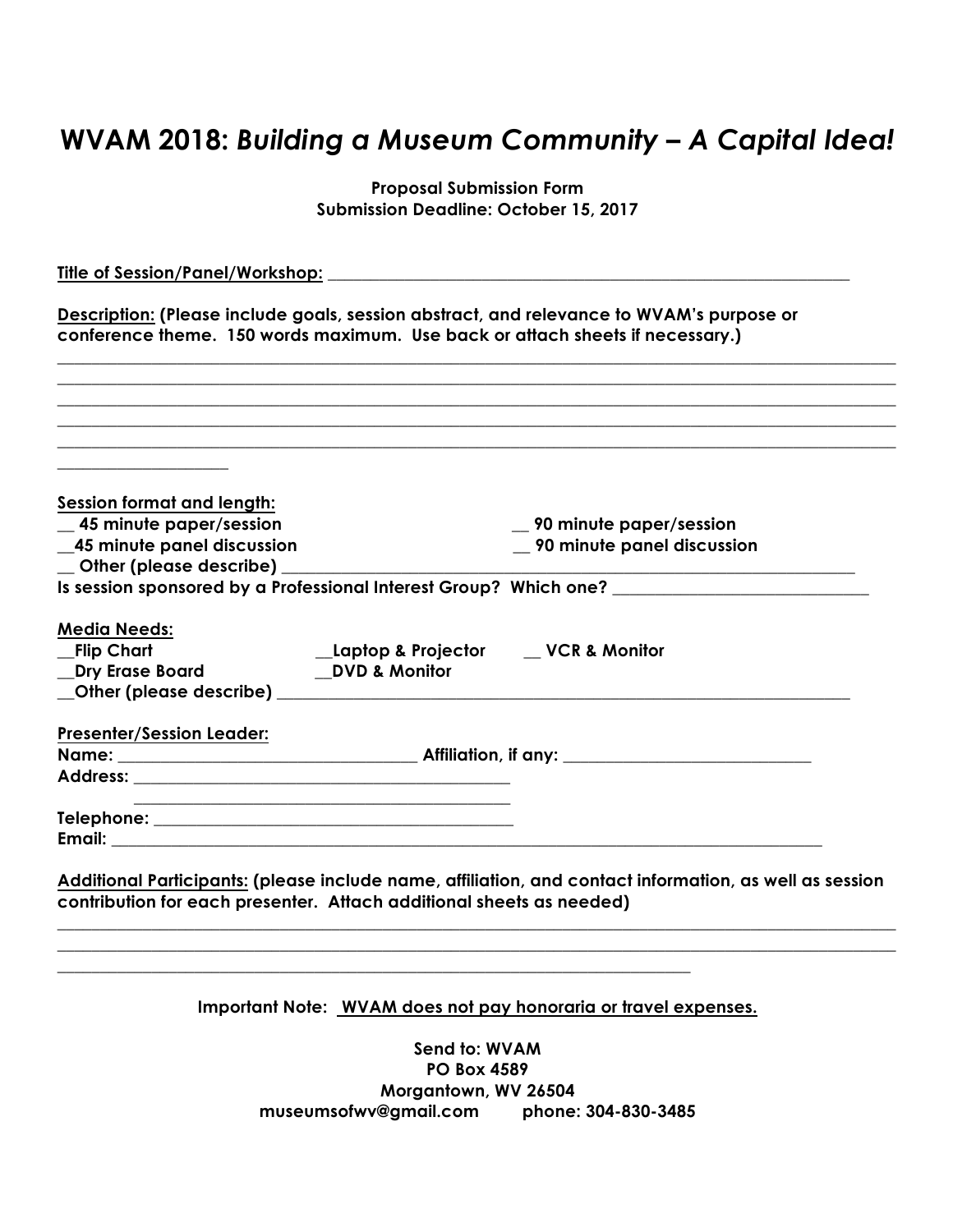# WVAM 2018: *Building a Museum Community – A Capital Idea!*

**Proposal Submission Form**
**Submission Deadline: October 15, 2017**

**Title of Session/Panel/Workshop:** ______________________________________________________________

**Description: (Please include goals, session abstract, and relevance to WVAM's purpose or conference theme. 150 words maximum. Use back or attach sheets if necessary.)**

______________________________________________________________________________________________
______________________________________________________________________________________________
______________________________________________________________________________________________
______________________________________________________________________________________________
______________________________________________________________________________________________
__________________

**Session format and length:**

__ **45 minute paper/session**
__ **90 minute paper/session**
__ **45 minute panel discussion**
__ **90 minute panel discussion**
__ **Other (please describe)** ____________________________________________________________

**Is session sponsored by a Professional Interest Group? Which one?** ___________________________

**Media Needs:**

__ **Flip Chart**
__ **Laptop & Projector**
__ **VCR & Monitor**
__ **Dry Erase Board**
__ **DVD & Monitor**
__ **Other (please describe)** ____________________________________________________________

**Presenter/Session Leader:**

**Name:** ________________________________ **Affiliation, if any:** __________________________

**Address:** __________________________________________
__________________________________________

**Telephone:** ________________________________________

**Email:** ______________________________________________________________________________

**Additional Participants: (please include name, affiliation, and contact information, as well as session contribution for each presenter. Attach additional sheets as needed)**

______________________________________________________________________________________________
______________________________________________________________________________________________
______________________________________________________________________

**Important Note: WVAM does not pay honoraria or travel expenses.**

**Send to: WVAM**
**PO Box 4589**
**Morgantown, WV 26504**
**museumsofwv@gmail.com phone: 304-830-3485**